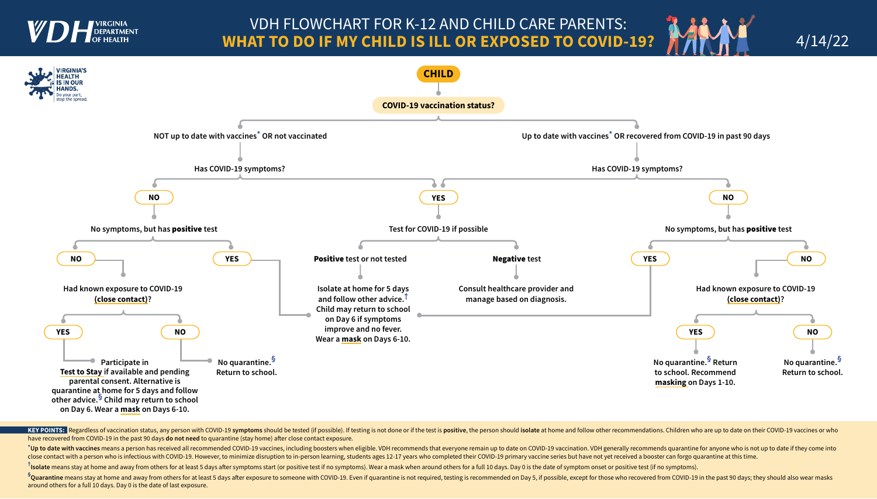# VDH FLOWCHART FOR K-12 AND CHILD CARE PARENTS:
## WHAT TO DO IF MY CHILD IS ILL OR EXPOSED TO COVID-19?

4/14/22

**VIRGINIA'S HEALTH IS IN OUR HANDS.** Do your part, stop the spread.

**CHILD**

**COVID-19 vaccination status?**

### NOT up to date with vaccines* OR not vaccinated

**Has COVID-19 symptoms?**

- **NO** → No symptoms, but has **positive** test
  - **NO** → Had known exposure to COVID-19 (**close contact**)?
    - **YES** → Participate in **Test to Stay** if available and pending parental consent. Alternative is quarantine at home for 5 days and follow other advice.§ Child may return to school on Day 6. Wear a **mask** on Days 6-10.
    - **NO** → No quarantine.§ Return to school.
  - **YES** → Isolate at home for 5 days and follow other advice.† Child may return to school on Day 6 if symptoms improve and no fever. Wear a **mask** on Days 6-10.
- **YES** → Test for COVID-19 if possible
  - **Positive** test or not tested → Isolate at home for 5 days and follow other advice.† Child may return to school on Day 6 if symptoms improve and no fever. Wear a **mask** on Days 6-10.
  - **Negative** test → Consult healthcare provider and manage based on diagnosis.

### Up to date with vaccines* OR recovered from COVID-19 in past 90 days

**Has COVID-19 symptoms?**

- **YES** → Test for COVID-19 if possible
  - **Positive** test or not tested → Isolate at home for 5 days and follow other advice.† Child may return to school on Day 6 if symptoms improve and no fever. Wear a **mask** on Days 6-10.
  - **Negative** test → Consult healthcare provider and manage based on diagnosis.
- **NO** → No symptoms, but has **positive** test
  - **YES** → Isolate at home for 5 days and follow other advice.† Child may return to school on Day 6 if symptoms improve and no fever. Wear a **mask** on Days 6-10.
  - **NO** → Had known exposure to COVID-19 (**close contact**)?
    - **YES** → No quarantine.§ Return to school. Recommend **masking** on Days 1-10.
    - **NO** → No quarantine.§ Return to school.

**KEY POINTS:** Regardless of vaccination status, any person with COVID-19 **symptoms** should be tested (if possible). If testing is not done or if the test is **positive**, the person should **isolate** at home and follow other recommendations. Children who are up to date on their COVID-19 vaccines or who have recovered from COVID-19 in the past 90 days **do not need** to quarantine (stay home) after close contact exposure.

* **Up to date with vaccines** means a person has received all recommended COVID-19 vaccines, including boosters when eligible. VDH recommends that everyone remain up to date on COVID-19 vaccination. VDH generally recommends quarantine for anyone who is not up to date if they come into close contact with a person who is infectious with COVID-19. However, to minimize disruption to in-person learning, students ages 12-17 years who completed their COVID-19 primary vaccine series but have not yet received a booster can forgo quarantine at this time.

† **Isolate** means stay at home and away from others for at least 5 days after symptoms start (or positive test if no symptoms). Wear a mask when around others for a full 10 days. Day 0 is the date of symptom onset or positive test (if no symptoms).

§ **Quarantine** means stay at home and away from others for at least 5 days after exposure to someone with COVID-19. Even if quarantine is not required, testing is recommended on Day 5, if possible, except for those who recovered from COVID-19 in the past 90 days; they should also wear masks around others for a full 10 days. Day 0 is the date of last exposure.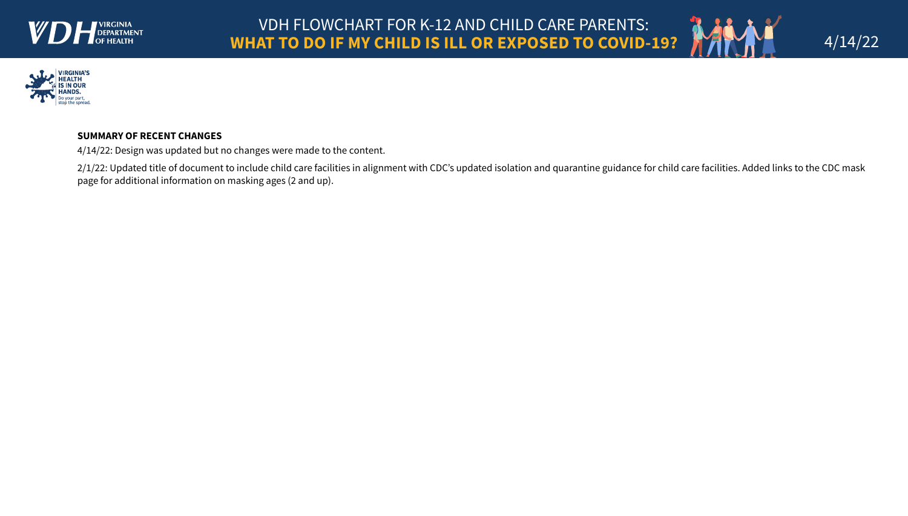**SUMMARY OF RECENT CHANGES**

4/14/22: Design was updated but no changes were made to the content.

2/1/22: Updated title of document to include child care facilities in alignment with CDC's updated isolation and quarantine guidance for child care facilities. Added links to the CDC mask page for additional information on masking ages (2 and up).